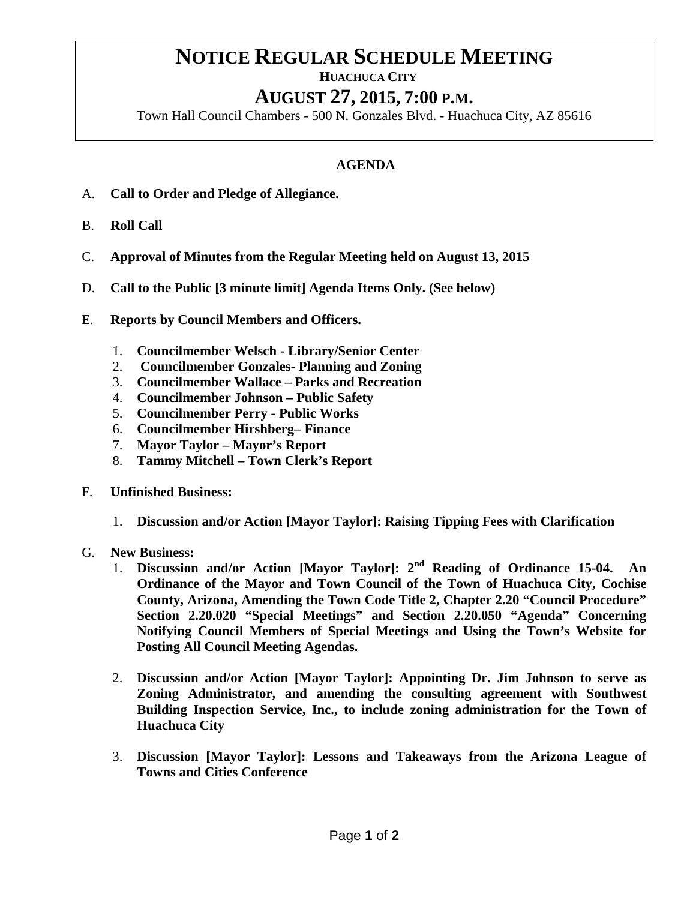# NOTICE REGULAR SCHEDULE MEETING

**HUACHUCA CITY**

## AUGUST 27, 2015, 7:00 P.M.

Town Hall Council Chambers - 500 N. Gonzales Blvd. - Huachuca City, AZ 85616

**AGENDA**

A. **Call to Order and Pledge of Allegiance.**

B. **Roll Call**

C. **Approval of Minutes from the Regular Meeting held on August 13, 2015**

D. **Call to the Public [3 minute limit] Agenda Items Only. (See below)**

E. **Reports by Council Members and Officers.**

1. **Councilmember Welsch - Library/Senior Center**
2. **Councilmember Gonzales- Planning and Zoning**
3. **Councilmember Wallace – Parks and Recreation**
4. **Councilmember Johnson – Public Safety**
5. **Councilmember Perry - Public Works**
6. **Councilmember Hirshberg– Finance**
7. **Mayor Taylor – Mayor's Report**
8. **Tammy Mitchell – Town Clerk's Report**

F. **Unfinished Business:**

1. **Discussion and/or Action [Mayor Taylor]: Raising Tipping Fees with Clarification**

G. **New Business:**

1. **Discussion and/or Action [Mayor Taylor]: 2nd Reading of Ordinance 15-04. An Ordinance of the Mayor and Town Council of the Town of Huachuca City, Cochise County, Arizona, Amending the Town Code Title 2, Chapter 2.20 "Council Procedure" Section 2.20.020 "Special Meetings" and Section 2.20.050 "Agenda" Concerning Notifying Council Members of Special Meetings and Using the Town's Website for Posting All Council Meeting Agendas.**

2. **Discussion and/or Action [Mayor Taylor]: Appointing Dr. Jim Johnson to serve as Zoning Administrator, and amending the consulting agreement with Southwest Building Inspection Service, Inc., to include zoning administration for the Town of Huachuca City**

3. **Discussion [Mayor Taylor]: Lessons and Takeaways from the Arizona League of Towns and Cities Conference**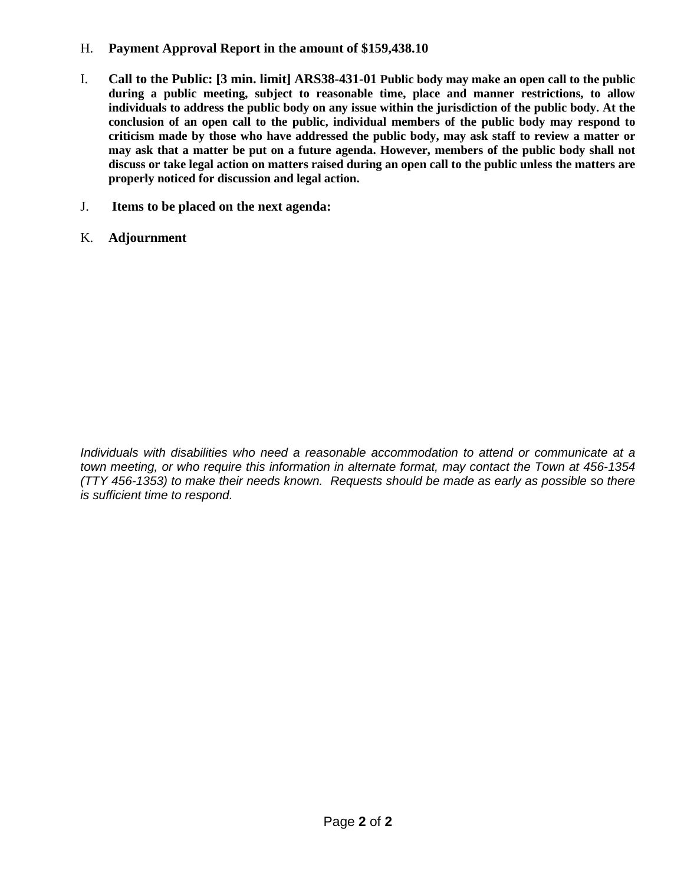H. **Payment Approval Report in the amount of $159,438.10**

I. **Call to the Public: [3 min. limit] ARS38-431-01 Public body may make an open call to the public during a public meeting, subject to reasonable time, place and manner restrictions, to allow individuals to address the public body on any issue within the jurisdiction of the public body. At the conclusion of an open call to the public, individual members of the public body may respond to criticism made by those who have addressed the public body, may ask staff to review a matter or may ask that a matter be put on a future agenda. However, members of the public body shall not discuss or take legal action on matters raised during an open call to the public unless the matters are properly noticed for discussion and legal action.**

J. **Items to be placed on the next agenda:**

K. **Adjournment**

*Individuals with disabilities who need a reasonable accommodation to attend or communicate at a town meeting, or who require this information in alternate format, may contact the Town at 456-1354 (TTY 456-1353) to make their needs known. Requests should be made as early as possible so there is sufficient time to respond.*